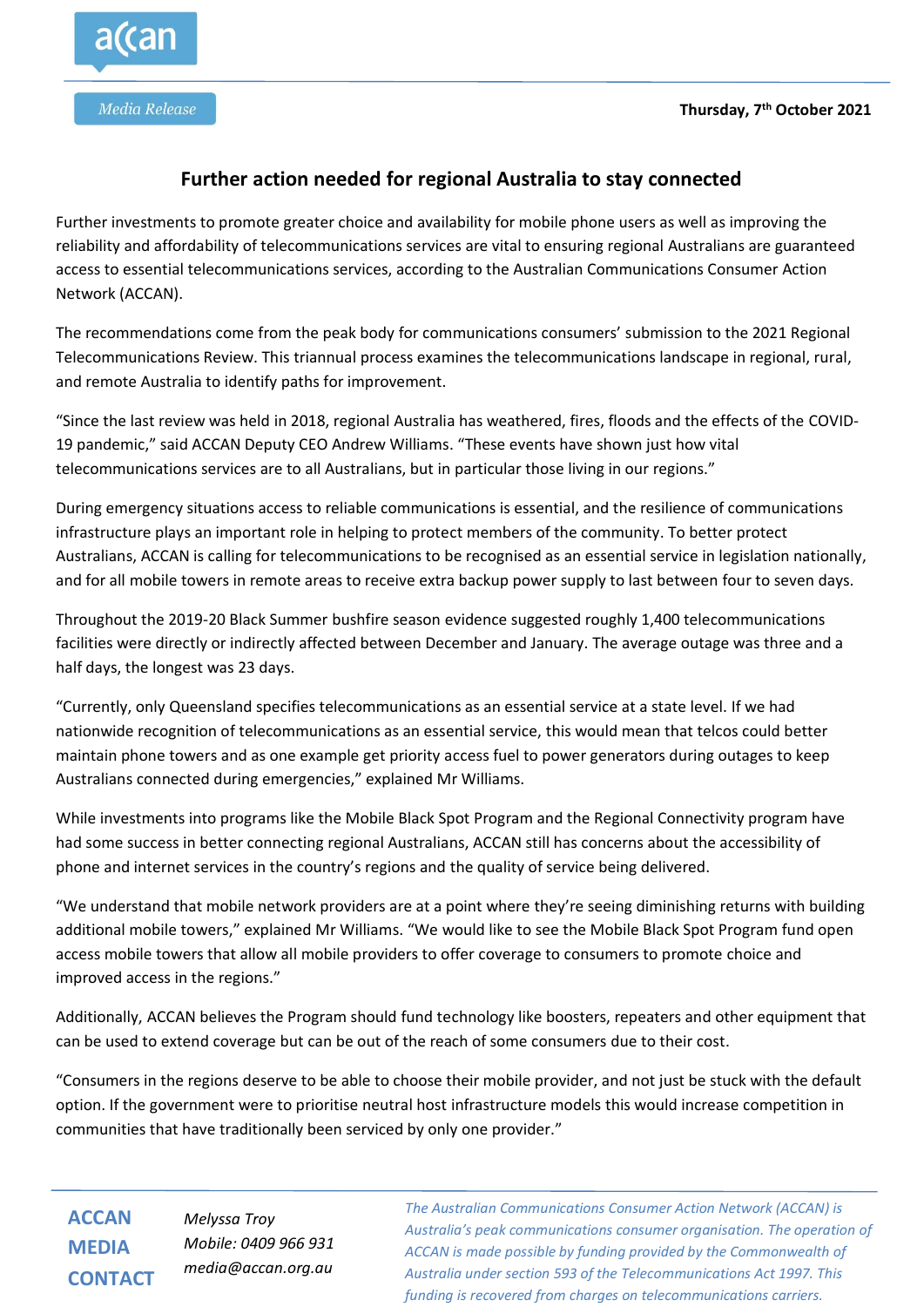Media Release

Thursday, 7th October 2021

## Further action needed for regional Australia to stay connected

Further investments to promote greater choice and availability for mobile phone users as well as improving the reliability and affordability of telecommunications services are vital to ensuring regional Australians are guaranteed access to essential telecommunications services, according to the Australian Communications Consumer Action Network (ACCAN).

The recommendations come from the peak body for communications consumers' submission to the 2021 Regional Telecommunications Review. This triannual process examines the telecommunications landscape in regional, rural, and remote Australia to identify paths for improvement.

"Since the last review was held in 2018, regional Australia has weathered, fires, floods and the effects of the COVID-19 pandemic," said ACCAN Deputy CEO Andrew Williams. "These events have shown just how vital telecommunications services are to all Australians, but in particular those living in our regions."

During emergency situations access to reliable communications is essential, and the resilience of communications infrastructure plays an important role in helping to protect members of the community. To better protect Australians, ACCAN is calling for telecommunications to be recognised as an essential service in legislation nationally, and for all mobile towers in remote areas to receive extra backup power supply to last between four to seven days.

Throughout the 2019-20 Black Summer bushfire season evidence suggested roughly 1,400 telecommunications facilities were directly or indirectly affected between December and January. The average outage was three and a half days, the longest was 23 days.

"Currently, only Queensland specifies telecommunications as an essential service at a state level. If we had nationwide recognition of telecommunications as an essential service, this would mean that telcos could better maintain phone towers and as one example get priority access fuel to power generators during outages to keep Australians connected during emergencies," explained Mr Williams.

While investments into programs like the Mobile Black Spot Program and the Regional Connectivity program have had some success in better connecting regional Australians, ACCAN still has concerns about the accessibility of phone and internet services in the country's regions and the quality of service being delivered.

"We understand that mobile network providers are at a point where they're seeing diminishing returns with building additional mobile towers," explained Mr Williams. "We would like to see the Mobile Black Spot Program fund open access mobile towers that allow all mobile providers to offer coverage to consumers to promote choice and improved access in the regions."

Additionally, ACCAN believes the Program should fund technology like boosters, repeaters and other equipment that can be used to extend coverage but can be out of the reach of some consumers due to their cost.

"Consumers in the regions deserve to be able to choose their mobile provider, and not just be stuck with the default option. If the government were to prioritise neutral host infrastructure models this would increase competition in communities that have traditionally been serviced by only one provider."

**ACCAN MEDIA CONTACT**

*Melyssa Troy*
*Mobile: 0409 966 931*
*media@accan.org.au*

*The Australian Communications Consumer Action Network (ACCAN) is Australia's peak communications consumer organisation. The operation of ACCAN is made possible by funding provided by the Commonwealth of Australia under section 593 of the Telecommunications Act 1997. This funding is recovered from charges on telecommunications carriers.*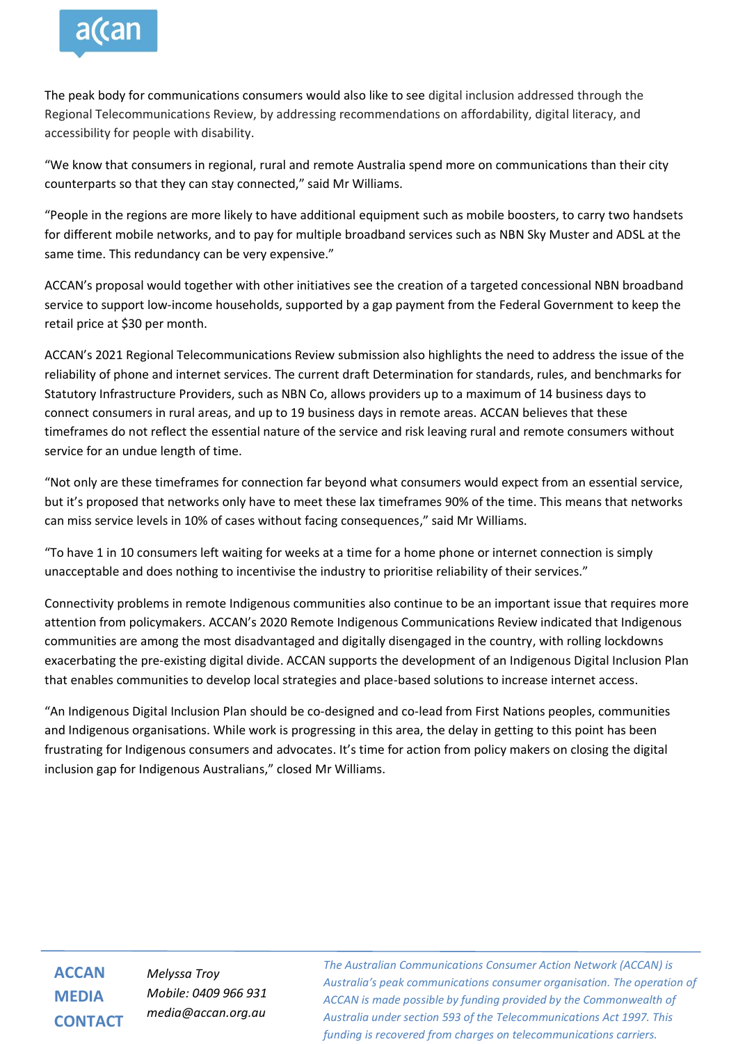The peak body for communications consumers would also like to see digital inclusion addressed through the Regional Telecommunications Review, by addressing recommendations on affordability, digital literacy, and accessibility for people with disability.

"We know that consumers in regional, rural and remote Australia spend more on communications than their city counterparts so that they can stay connected," said Mr Williams.

"People in the regions are more likely to have additional equipment such as mobile boosters, to carry two handsets for different mobile networks, and to pay for multiple broadband services such as NBN Sky Muster and ADSL at the same time. This redundancy can be very expensive."

ACCAN's proposal would together with other initiatives see the creation of a targeted concessional NBN broadband service to support low-income households, supported by a gap payment from the Federal Government to keep the retail price at $30 per month.

ACCAN's 2021 Regional Telecommunications Review submission also highlights the need to address the issue of the reliability of phone and internet services. The current draft Determination for standards, rules, and benchmarks for Statutory Infrastructure Providers, such as NBN Co, allows providers up to a maximum of 14 business days to connect consumers in rural areas, and up to 19 business days in remote areas. ACCAN believes that these timeframes do not reflect the essential nature of the service and risk leaving rural and remote consumers without service for an undue length of time.

"Not only are these timeframes for connection far beyond what consumers would expect from an essential service, but it's proposed that networks only have to meet these lax timeframes 90% of the time. This means that networks can miss service levels in 10% of cases without facing consequences," said Mr Williams.

"To have 1 in 10 consumers left waiting for weeks at a time for a home phone or internet connection is simply unacceptable and does nothing to incentivise the industry to prioritise reliability of their services."

Connectivity problems in remote Indigenous communities also continue to be an important issue that requires more attention from policymakers. ACCAN's 2020 Remote Indigenous Communications Review indicated that Indigenous communities are among the most disadvantaged and digitally disengaged in the country, with rolling lockdowns exacerbating the pre-existing digital divide. ACCAN supports the development of an Indigenous Digital Inclusion Plan that enables communities to develop local strategies and place-based solutions to increase internet access.

"An Indigenous Digital Inclusion Plan should be co-designed and co-lead from First Nations peoples, communities and Indigenous organisations. While work is progressing in this area, the delay in getting to this point has been frustrating for Indigenous consumers and advocates. It's time for action from policy makers on closing the digital inclusion gap for Indigenous Australians," closed Mr Williams.

**ACCAN MEDIA CONTACT**

*Melyssa Troy*
*Mobile: 0409 966 931*
*media@accan.org.au*

*The Australian Communications Consumer Action Network (ACCAN) is Australia's peak communications consumer organisation. The operation of ACCAN is made possible by funding provided by the Commonwealth of Australia under section 593 of the Telecommunications Act 1997. This funding is recovered from charges on telecommunications carriers.*